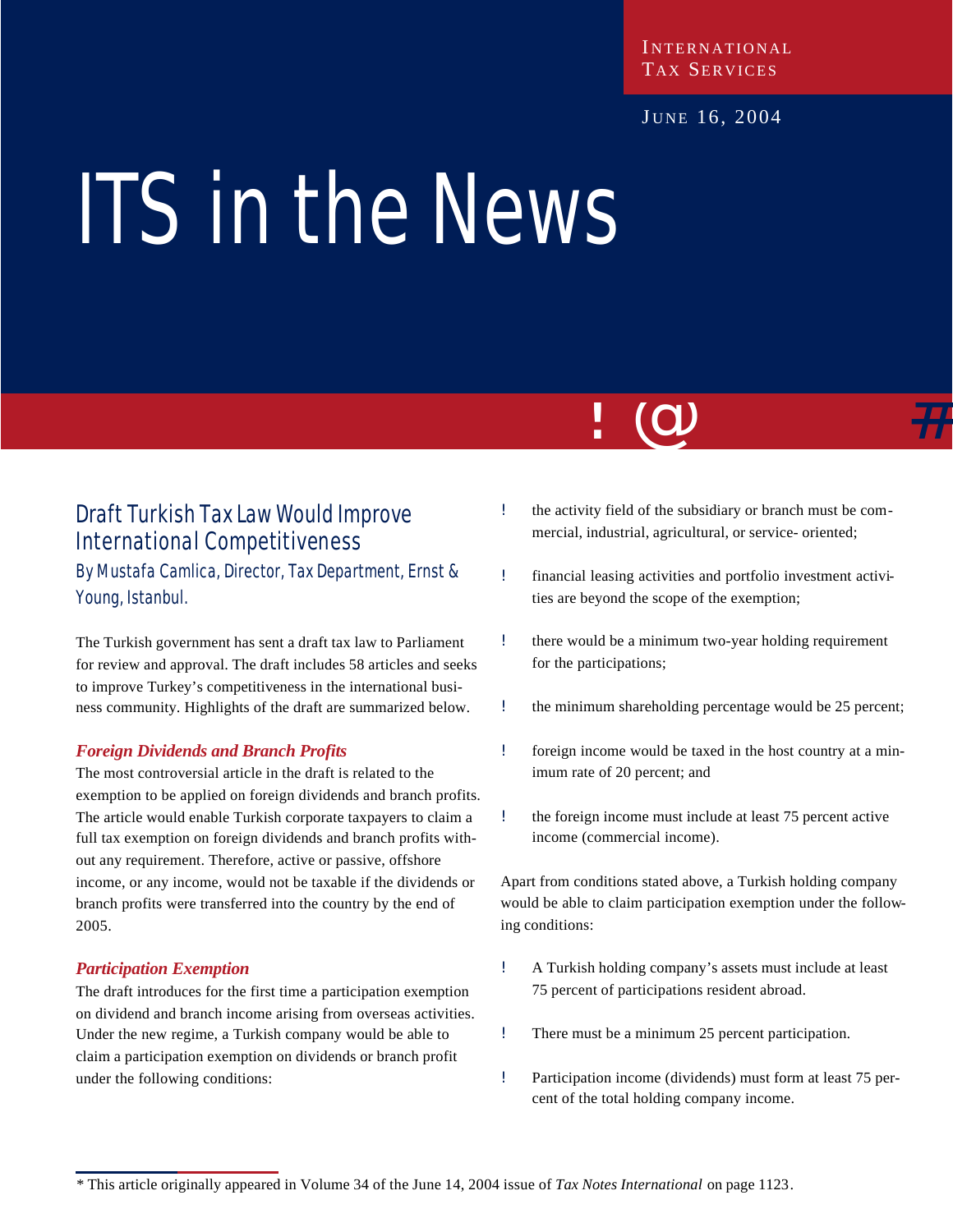INTERNATIONAL TAX SERVICES

JUNE 16, 2004

# ITS in the News

## Draft Turkish Tax Law Would Improve International Competitiveness

By Mustafa Camlica, Director, Tax Department, Ernst & Young, Istanbul.

The Turkish government has sent a draft tax law to Parliament for review and approval. The draft includes 58 articles and seeks to improve Turkey's competitiveness in the international business community. Highlights of the draft are summarized below.

### *Foreign Dividends and Branch Profits*

The most controversial article in the draft is related to the exemption to be applied on foreign dividends and branch profits. The article would enable Turkish corporate taxpayers to claim a full tax exemption on foreign dividends and branch profits without any requirement. Therefore, active or passive, offshore income, or any income, would not be taxable if the dividends or branch profits were transferred into the country by the end of 2005.

### *Participation Exemption*

The draft introduces for the first time a participation exemption on dividend and branch income arising from overseas activities. Under the new regime, a Turkish company would be able to claim a participation exemption on dividends or branch profit under the following conditions:

- the activity field of the subsidiary or branch must be commercial, industrial, agricultural, or service- oriented;
- financial leasing activities and portfolio investment activities are beyond the scope of the exemption;
- there would be a minimum two-year holding requirement for the participations;
- the minimum shareholding percentage would be 25 percent;
- foreign income would be taxed in the host country at a minimum rate of 20 percent; and
- the foreign income must include at least 75 percent active income (commercial income).

Apart from conditions stated above, a Turkish holding company would be able to claim participation exemption under the following conditions:

- A Turkish holding company's assets must include at least 75 percent of participations resident abroad.
- There must be a minimum 25 percent participation.
- Participation income (dividends) must form at least 75 percent of the total holding company income.

* This article originally appeared in Volume 34 of the June 14, 2004 issue of *Tax Notes International* on page 1123.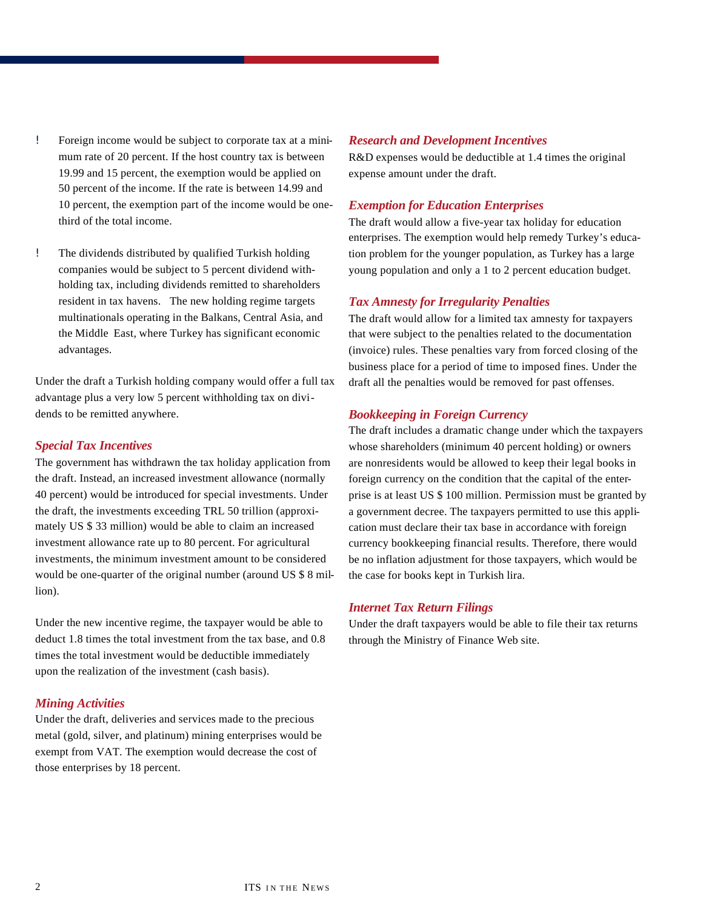- Foreign income would be subject to corporate tax at a minimum rate of 20 percent. If the host country tax is between 19.99 and 15 percent, the exemption would be applied on 50 percent of the income. If the rate is between 14.99 and 10 percent, the exemption part of the income would be one-third of the total income.

- The dividends distributed by qualified Turkish holding companies would be subject to 5 percent dividend withholding tax, including dividends remitted to shareholders resident in tax havens. The new holding regime targets multinationals operating in the Balkans, Central Asia, and the Middle East, where Turkey has significant economic advantages.

Under the draft a Turkish holding company would offer a full tax advantage plus a very low 5 percent withholding tax on dividends to be remitted anywhere.

### *Special Tax Incentives*

The government has withdrawn the tax holiday application from the draft. Instead, an increased investment allowance (normally 40 percent) would be introduced for special investments. Under the draft, the investments exceeding TRL 50 trillion (approximately US $ 33 million) would be able to claim an increased investment allowance rate up to 80 percent. For agricultural investments, the minimum investment amount to be considered would be one-quarter of the original number (around US $ 8 million).

Under the new incentive regime, the taxpayer would be able to deduct 1.8 times the total investment from the tax base, and 0.8 times the total investment would be deductible immediately upon the realization of the investment (cash basis).

### *Mining Activities*

Under the draft, deliveries and services made to the precious metal (gold, silver, and platinum) mining enterprises would be exempt from VAT. The exemption would decrease the cost of those enterprises by 18 percent.

### *Research and Development Incentives*

R&D expenses would be deductible at 1.4 times the original expense amount under the draft.

### *Exemption for Education Enterprises*

The draft would allow a five-year tax holiday for education enterprises. The exemption would help remedy Turkey's education problem for the younger population, as Turkey has a large young population and only a 1 to 2 percent education budget.

### *Tax Amnesty for Irregularity Penalties*

The draft would allow for a limited tax amnesty for taxpayers that were subject to the penalties related to the documentation (invoice) rules. These penalties vary from forced closing of the business place for a period of time to imposed fines. Under the draft all the penalties would be removed for past offenses.

### *Bookkeeping in Foreign Currency*

The draft includes a dramatic change under which the taxpayers whose shareholders (minimum 40 percent holding) or owners are nonresidents would be allowed to keep their legal books in foreign currency on the condition that the capital of the enterprise is at least US $ 100 million. Permission must be granted by a government decree. The taxpayers permitted to use this application must declare their tax base in accordance with foreign currency bookkeeping financial results. Therefore, there would be no inflation adjustment for those taxpayers, which would be the case for books kept in Turkish lira.

### *Internet Tax Return Filings*

Under the draft taxpayers would be able to file their tax returns through the Ministry of Finance Web site.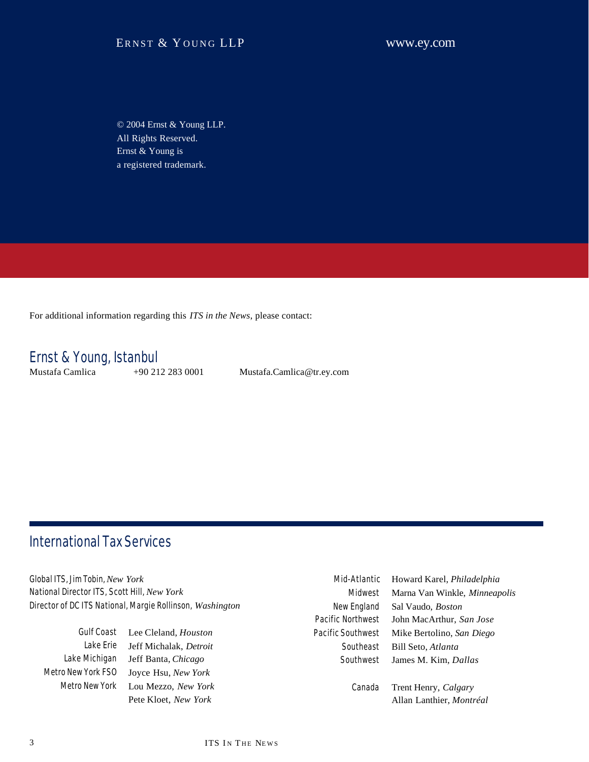ERNST & YOUNG LLP

www.ey.com

© 2004 Ernst & Young LLP.
All Rights Reserved.
Ernst & Young is
a registered trademark.

For additional information regarding this *ITS in the News*, please contact:

## Ernst & Young, Istanbul

| | | |
|---|---|---|
| Mustafa Camlica | +90 212 283 0001 | Mustafa.Camlica@tr.ey.com |

## International Tax Services

Global ITS, Jim Tobin, *New York*
National Director ITS, Scott Hill, *New York*
Director of DC ITS National, Margie Rollinson, *Washington*

| | |
|---|---|
| Gulf Coast | Lee Cleland, *Houston* |
| Lake Erie | Jeff Michalak, *Detroit* |
| Lake Michigan | Jeff Banta, *Chicago* |
| Metro New York FSO | Joyce Hsu, *New York* |
| Metro New York | Lou Mezzo, *New York* |
| | Pete Kloet, *New York* |
| Mid-Atlantic | Howard Karel, *Philadelphia* |
| Midwest | Marna Van Winkle, *Minneapolis* |
| New England | Sal Vaudo, *Boston* |
| Pacific Northwest | John MacArthur, *San Jose* |
| Pacific Southwest | Mike Bertolino, *San Diego* |
| Southeast | Bill Seto, *Atlanta* |
| Southwest | James M. Kim, *Dallas* |
| Canada | Trent Henry, *Calgary* |
| | Allan Lanthier, *Montréal* |